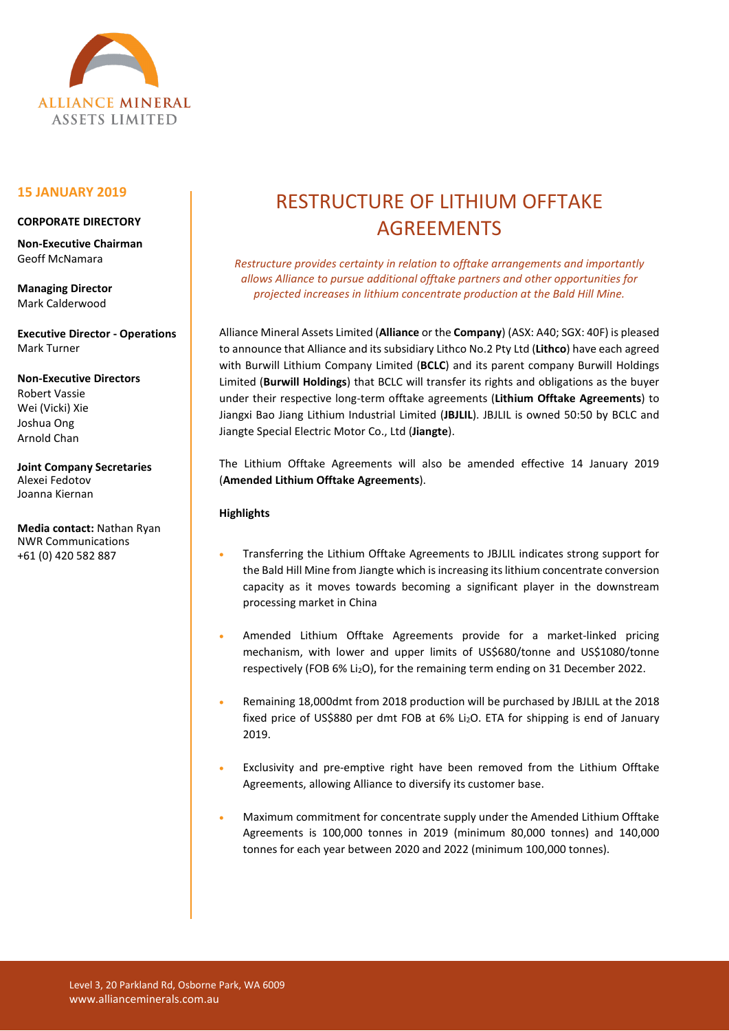ALLIANCE MINERAL ASSETS LIMITED

**15 JANUARY 2019**

**CORPORATE DIRECTORY**

**Non-Executive Chairman**
Geoff McNamara

**Managing Director**
Mark Calderwood

**Executive Director - Operations**
Mark Turner

**Non-Executive Directors**
Robert Vassie
Wei (Vicki) Xie
Joshua Ong
Arnold Chan

**Joint Company Secretaries**
Alexei Fedotov
Joanna Kiernan

**Media contact:** Nathan Ryan
NWR Communications
+61 (0) 420 582 887

# RESTRUCTURE OF LITHIUM OFFTAKE AGREEMENTS

*Restructure provides certainty in relation to offtake arrangements and importantly allows Alliance to pursue additional offtake partners and other opportunities for projected increases in lithium concentrate production at the Bald Hill Mine.*

Alliance Mineral Assets Limited (**Alliance** or the **Company**) (ASX: A40; SGX: 40F) is pleased to announce that Alliance and its subsidiary Lithco No.2 Pty Ltd (**Lithco**) have each agreed with Burwill Lithium Company Limited (**BCLC**) and its parent company Burwill Holdings Limited (**Burwill Holdings**) that BCLC will transfer its rights and obligations as the buyer under their respective long-term offtake agreements (**Lithium Offtake Agreements**) to Jiangxi Bao Jiang Lithium Industrial Limited (**JBJLIL**). JBJLIL is owned 50:50 by BCLC and Jiangte Special Electric Motor Co., Ltd (**Jiangte**).

The Lithium Offtake Agreements will also be amended effective 14 January 2019 (**Amended Lithium Offtake Agreements**).

**Highlights**

- Transferring the Lithium Offtake Agreements to JBJLIL indicates strong support for the Bald Hill Mine from Jiangte which is increasing its lithium concentrate conversion capacity as it moves towards becoming a significant player in the downstream processing market in China
- Amended Lithium Offtake Agreements provide for a market-linked pricing mechanism, with lower and upper limits of US$680/tonne and US$1080/tonne respectively (FOB 6% $Li_2O$), for the remaining term ending on 31 December 2022.
- Remaining 18,000dmt from 2018 production will be purchased by JBJLIL at the 2018 fixed price of US$880 per dmt FOB at 6% $Li_2O$. ETA for shipping is end of January 2019.
- Exclusivity and pre-emptive right have been removed from the Lithium Offtake Agreements, allowing Alliance to diversify its customer base.
- Maximum commitment for concentrate supply under the Amended Lithium Offtake Agreements is 100,000 tonnes in 2019 (minimum 80,000 tonnes) and 140,000 tonnes for each year between 2020 and 2022 (minimum 100,000 tonnes).

Level 3, 20 Parkland Rd, Osborne Park, WA 6009
www.allianceminerals.com.au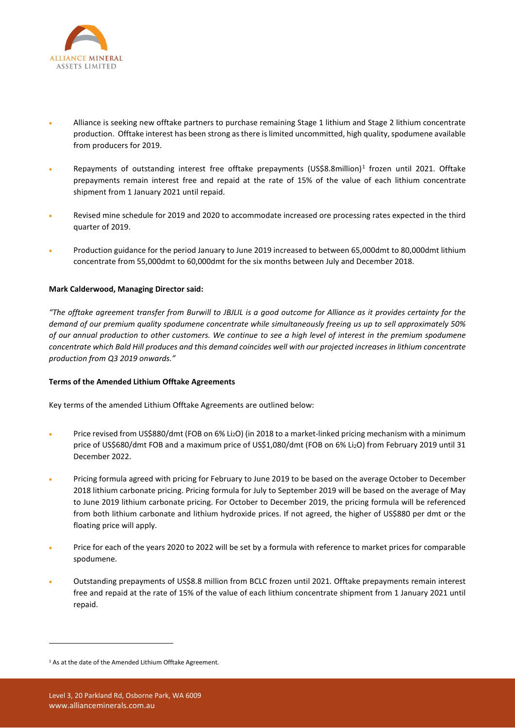- Alliance is seeking new offtake partners to purchase remaining Stage 1 lithium and Stage 2 lithium concentrate production. Offtake interest has been strong as there is limited uncommitted, high quality, spodumene available from producers for 2019.
- Repayments of outstanding interest free offtake prepayments (US$8.8million)[1] frozen until 2021. Offtake prepayments remain interest free and repaid at the rate of 15% of the value of each lithium concentrate shipment from 1 January 2021 until repaid.
- Revised mine schedule for 2019 and 2020 to accommodate increased ore processing rates expected in the third quarter of 2019.
- Production guidance for the period January to June 2019 increased to between 65,000dmt to 80,000dmt lithium concentrate from 55,000dmt to 60,000dmt for the six months between July and December 2018.

**Mark Calderwood, Managing Director said:**

*"The offtake agreement transfer from Burwill to JBJLIL is a good outcome for Alliance as it provides certainty for the demand of our premium quality spodumene concentrate while simultaneously freeing us up to sell approximately 50% of our annual production to other customers. We continue to see a high level of interest in the premium spodumene concentrate which Bald Hill produces and this demand coincides well with our projected increases in lithium concentrate production from Q3 2019 onwards."*

**Terms of the Amended Lithium Offtake Agreements**

Key terms of the amended Lithium Offtake Agreements are outlined below:

- Price revised from US$880/dmt (FOB on 6% $Li_2O$) (in 2018 to a market-linked pricing mechanism with a minimum price of US$680/dmt FOB and a maximum price of US$1,080/dmt (FOB on 6% $Li_2O$) from February 2019 until 31 December 2022.
- Pricing formula agreed with pricing for February to June 2019 to be based on the average October to December 2018 lithium carbonate pricing. Pricing formula for July to September 2019 will be based on the average of May to June 2019 lithium carbonate pricing. For October to December 2019, the pricing formula will be referenced from both lithium carbonate and lithium hydroxide prices. If not agreed, the higher of US$880 per dmt or the floating price will apply.
- Price for each of the years 2020 to 2022 will be set by a formula with reference to market prices for comparable spodumene.
- Outstanding prepayments of US$8.8 million from BCLC frozen until 2021. Offtake prepayments remain interest free and repaid at the rate of 15% of the value of each lithium concentrate shipment from 1 January 2021 until repaid.

[1] As at the date of the Amended Lithium Offtake Agreement.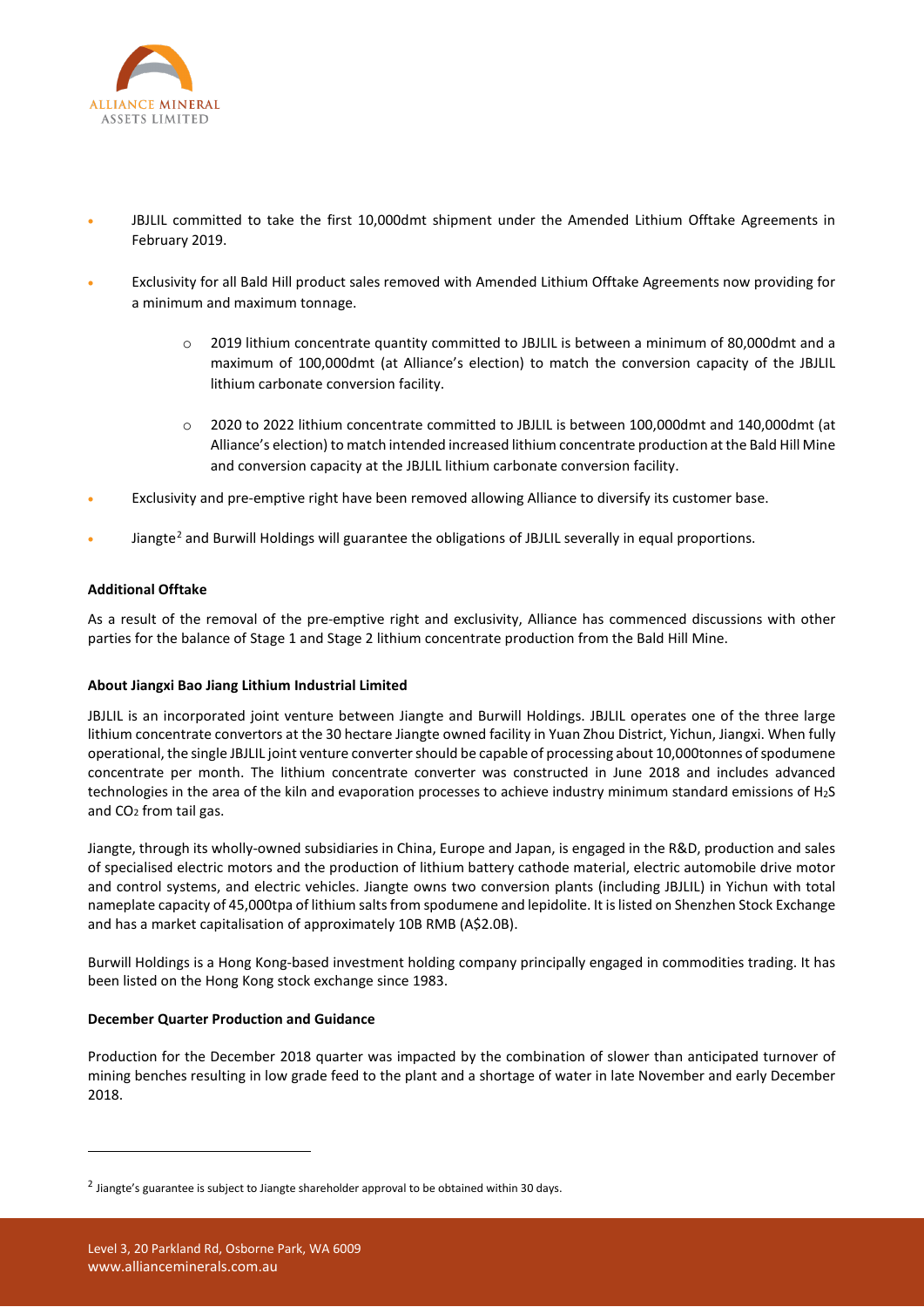- JBJLIL committed to take the first 10,000dmt shipment under the Amended Lithium Offtake Agreements in February 2019.
- Exclusivity for all Bald Hill product sales removed with Amended Lithium Offtake Agreements now providing for a minimum and maximum tonnage.
    - 2019 lithium concentrate quantity committed to JBJLIL is between a minimum of 80,000dmt and a maximum of 100,000dmt (at Alliance's election) to match the conversion capacity of the JBJLIL lithium carbonate conversion facility.
    - 2020 to 2022 lithium concentrate committed to JBJLIL is between 100,000dmt and 140,000dmt (at Alliance's election) to match intended increased lithium concentrate production at the Bald Hill Mine and conversion capacity at the JBJLIL lithium carbonate conversion facility.
- Exclusivity and pre-emptive right have been removed allowing Alliance to diversify its customer base.
- Jiangte[2] and Burwill Holdings will guarantee the obligations of JBJLIL severally in equal proportions.

**Additional Offtake**

As a result of the removal of the pre-emptive right and exclusivity, Alliance has commenced discussions with other parties for the balance of Stage 1 and Stage 2 lithium concentrate production from the Bald Hill Mine.

**About Jiangxi Bao Jiang Lithium Industrial Limited**

JBJLIL is an incorporated joint venture between Jiangte and Burwill Holdings. JBJLIL operates one of the three large lithium concentrate convertors at the 30 hectare Jiangte owned facility in Yuan Zhou District, Yichun, Jiangxi. When fully operational, the single JBJLIL joint venture converter should be capable of processing about 10,000tonnes of spodumene concentrate per month. The lithium concentrate converter was constructed in June 2018 and includes advanced technologies in the area of the kiln and evaporation processes to achieve industry minimum standard emissions of $H_2S$ and $CO_2$ from tail gas.

Jiangte, through its wholly-owned subsidiaries in China, Europe and Japan, is engaged in the R&D, production and sales of specialised electric motors and the production of lithium battery cathode material, electric automobile drive motor and control systems, and electric vehicles. Jiangte owns two conversion plants (including JBJLIL) in Yichun with total nameplate capacity of 45,000tpa of lithium salts from spodumene and lepidolite. It is listed on Shenzhen Stock Exchange and has a market capitalisation of approximately 10B RMB (A$2.0B).

Burwill Holdings is a Hong Kong-based investment holding company principally engaged in commodities trading. It has been listed on the Hong Kong stock exchange since 1983.

**December Quarter Production and Guidance**

Production for the December 2018 quarter was impacted by the combination of slower than anticipated turnover of mining benches resulting in low grade feed to the plant and a shortage of water in late November and early December 2018.

---

[2] Jiangte's guarantee is subject to Jiangte shareholder approval to be obtained within 30 days.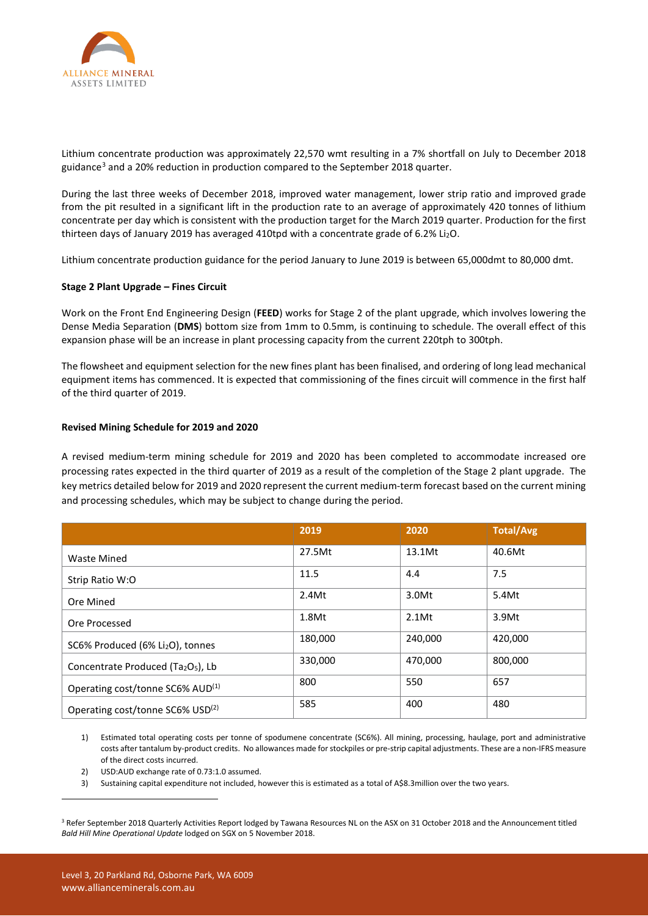Lithium concentrate production was approximately 22,570 wmt resulting in a 7% shortfall on July to December 2018 guidance[3] and a 20% reduction in production compared to the September 2018 quarter.

During the last three weeks of December 2018, improved water management, lower strip ratio and improved grade from the pit resulted in a significant lift in the production rate to an average of approximately 420 tonnes of lithium concentrate per day which is consistent with the production target for the March 2019 quarter. Production for the first thirteen days of January 2019 has averaged 410tpd with a concentrate grade of 6.2% $Li_2O$.

Lithium concentrate production guidance for the period January to June 2019 is between 65,000dmt to 80,000 dmt.

**Stage 2 Plant Upgrade – Fines Circuit**

Work on the Front End Engineering Design (**FEED**) works for Stage 2 of the plant upgrade, which involves lowering the Dense Media Separation (**DMS**) bottom size from 1mm to 0.5mm, is continuing to schedule. The overall effect of this expansion phase will be an increase in plant processing capacity from the current 220tph to 300tph.

The flowsheet and equipment selection for the new fines plant has been finalised, and ordering of long lead mechanical equipment items has commenced. It is expected that commissioning of the fines circuit will commence in the first half of the third quarter of 2019.

**Revised Mining Schedule for 2019 and 2020**

A revised medium-term mining schedule for 2019 and 2020 has been completed to accommodate increased ore processing rates expected in the third quarter of 2019 as a result of the completion of the Stage 2 plant upgrade. The key metrics detailed below for 2019 and 2020 represent the current medium-term forecast based on the current mining and processing schedules, which may be subject to change during the period.

| | 2019 | 2020 | Total/Avg |
|---|---|---|---|
| Waste Mined | 27.5Mt | 13.1Mt | 40.6Mt |
| Strip Ratio W:O | 11.5 | 4.4 | 7.5 |
| Ore Mined | 2.4Mt | 3.0Mt | 5.4Mt |
| Ore Processed | 1.8Mt | 2.1Mt | 3.9Mt |
| SC6% Produced (6% $Li_2O$), tonnes | 180,000 | 240,000 | 420,000 |
| Concentrate Produced ($Ta_2O_5$), Lb | 330,000 | 470,000 | 800,000 |
| Operating cost/tonne SC6% AUD(1) | 800 | 550 | 657 |
| Operating cost/tonne SC6% USD(2) | 585 | 400 | 480 |

1) Estimated total operating costs per tonne of spodumene concentrate (SC6%). All mining, processing, haulage, port and administrative costs after tantalum by-product credits. No allowances made for stockpiles or pre-strip capital adjustments. These are a non-IFRS measure of the direct costs incurred.
2) USD:AUD exchange rate of 0.73:1.0 assumed.
3) Sustaining capital expenditure not included, however this is estimated as a total of A$8.3million over the two years.

[3] Refer September 2018 Quarterly Activities Report lodged by Tawana Resources NL on the ASX on 31 October 2018 and the Announcement titled *Bald Hill Mine Operational Update* lodged on SGX on 5 November 2018.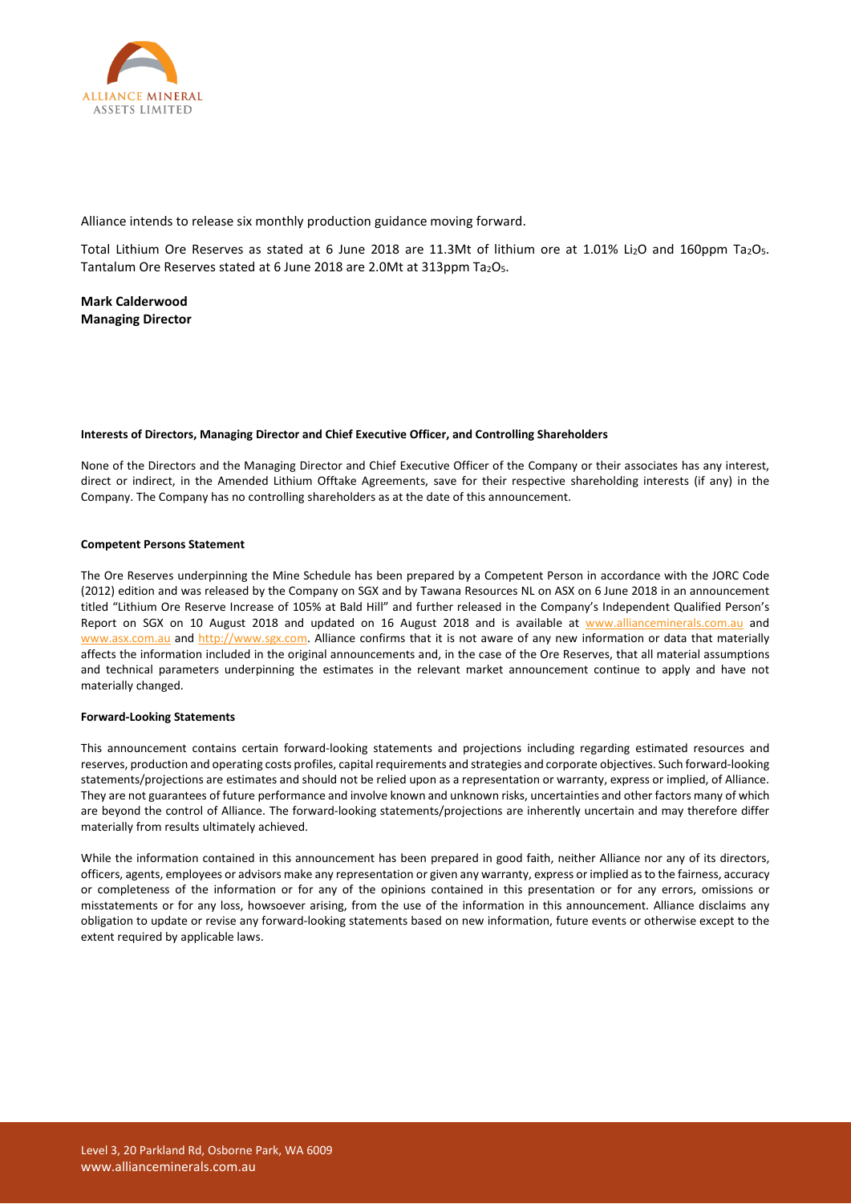Alliance intends to release six monthly production guidance moving forward.

Total Lithium Ore Reserves as stated at 6 June 2018 are 11.3Mt of lithium ore at 1.01% $Li_2O$ and 160ppm $Ta_2O_5$. Tantalum Ore Reserves stated at 6 June 2018 are 2.0Mt at 313ppm $Ta_2O_5$.

**Mark Calderwood**
**Managing Director**

#### Interests of Directors, Managing Director and Chief Executive Officer, and Controlling Shareholders

None of the Directors and the Managing Director and Chief Executive Officer of the Company or their associates has any interest, direct or indirect, in the Amended Lithium Offtake Agreements, save for their respective shareholding interests (if any) in the Company. The Company has no controlling shareholders as at the date of this announcement.

#### Competent Persons Statement

The Ore Reserves underpinning the Mine Schedule has been prepared by a Competent Person in accordance with the JORC Code (2012) edition and was released by the Company on SGX and by Tawana Resources NL on ASX on 6 June 2018 in an announcement titled "Lithium Ore Reserve Increase of 105% at Bald Hill" and further released in the Company's Independent Qualified Person's Report on SGX on 10 August 2018 and updated on 16 August 2018 and is available at www.allianceminerals.com.au and www.asx.com.au and http://www.sgx.com. Alliance confirms that it is not aware of any new information or data that materially affects the information included in the original announcements and, in the case of the Ore Reserves, that all material assumptions and technical parameters underpinning the estimates in the relevant market announcement continue to apply and have not materially changed.

#### Forward-Looking Statements

This announcement contains certain forward-looking statements and projections including regarding estimated resources and reserves, production and operating costs profiles, capital requirements and strategies and corporate objectives. Such forward-looking statements/projections are estimates and should not be relied upon as a representation or warranty, express or implied, of Alliance. They are not guarantees of future performance and involve known and unknown risks, uncertainties and other factors many of which are beyond the control of Alliance. The forward-looking statements/projections are inherently uncertain and may therefore differ materially from results ultimately achieved.

While the information contained in this announcement has been prepared in good faith, neither Alliance nor any of its directors, officers, agents, employees or advisors make any representation or given any warranty, express or implied as to the fairness, accuracy or completeness of the information or for any of the opinions contained in this presentation or for any errors, omissions or misstatements or for any loss, howsoever arising, from the use of the information in this announcement. Alliance disclaims any obligation to update or revise any forward-looking statements based on new information, future events or otherwise except to the extent required by applicable laws.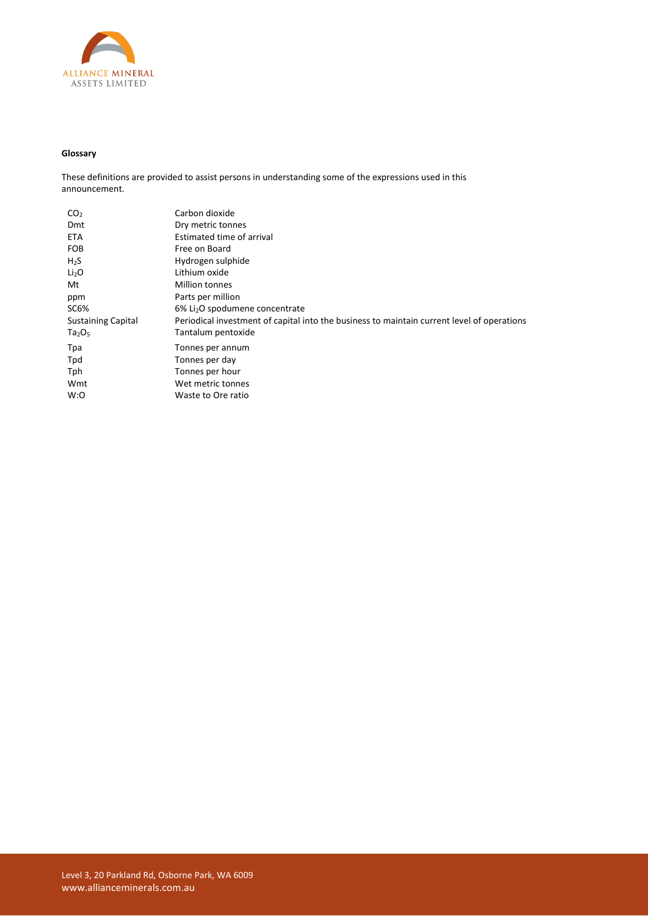**Glossary**

These definitions are provided to assist persons in understanding some of the expressions used in this announcement.

| | |
|---|---|
| $CO_2$ | Carbon dioxide |
| Dmt | Dry metric tonnes |
| ETA | Estimated time of arrival |
| FOB | Free on Board |
| $H_2S$ | Hydrogen sulphide |
| $Li_2O$ | Lithium oxide |
| Mt | Million tonnes |
| ppm | Parts per million |
| SC6% | 6% $Li_2O$ spodumene concentrate |
| Sustaining Capital | Periodical investment of capital into the business to maintain current level of operations |
| $Ta_2O_5$ | Tantalum pentoxide |
| Tpa | Tonnes per annum |
| Tpd | Tonnes per day |
| Tph | Tonnes per hour |
| Wmt | Wet metric tonnes |
| W:O | Waste to Ore ratio |